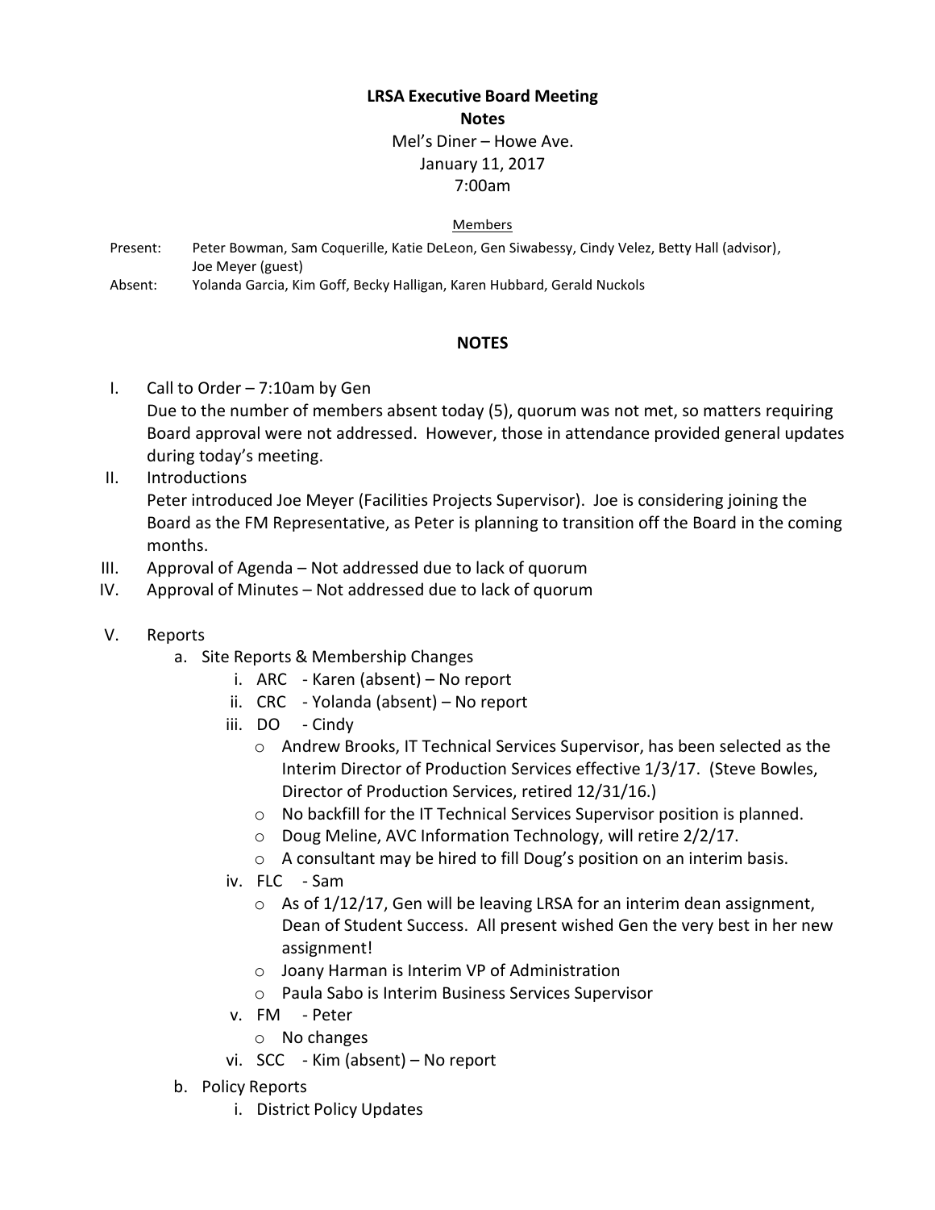# LRSA Executive Board Meeting

## Notes

Mel's Diner – Howe Ave.
January 11, 2017
7:00am

Members

Present: Peter Bowman, Sam Coquerille, Katie DeLeon, Gen Siwabessy, Cindy Velez, Betty Hall (advisor), Joe Meyer (guest)

Absent: Yolanda Garcia, Kim Goff, Becky Halligan, Karen Hubbard, Gerald Nuckols

## NOTES

I. Call to Order – 7:10am by Gen
   Due to the number of members absent today (5), quorum was not met, so matters requiring Board approval were not addressed. However, those in attendance provided general updates during today's meeting.

II. Introductions
   Peter introduced Joe Meyer (Facilities Projects Supervisor). Joe is considering joining the Board as the FM Representative, as Peter is planning to transition off the Board in the coming months.

III. Approval of Agenda – Not addressed due to lack of quorum

IV. Approval of Minutes – Not addressed due to lack of quorum

V. Reports
   a. Site Reports & Membership Changes
      i. ARC - Karen (absent) – No report
      ii. CRC - Yolanda (absent) – No report
      iii. DO - Cindy
         - Andrew Brooks, IT Technical Services Supervisor, has been selected as the Interim Director of Production Services effective 1/3/17. (Steve Bowles, Director of Production Services, retired 12/31/16.)
         - No backfill for the IT Technical Services Supervisor position is planned.
         - Doug Meline, AVC Information Technology, will retire 2/2/17.
         - A consultant may be hired to fill Doug's position on an interim basis.
      iv. FLC - Sam
         - As of 1/12/17, Gen will be leaving LRSA for an interim dean assignment, Dean of Student Success. All present wished Gen the very best in her new assignment!
         - Joany Harman is Interim VP of Administration
         - Paula Sabo is Interim Business Services Supervisor
      v. FM - Peter
         - No changes
      vi. SCC - Kim (absent) – No report
   b. Policy Reports
      i. District Policy Updates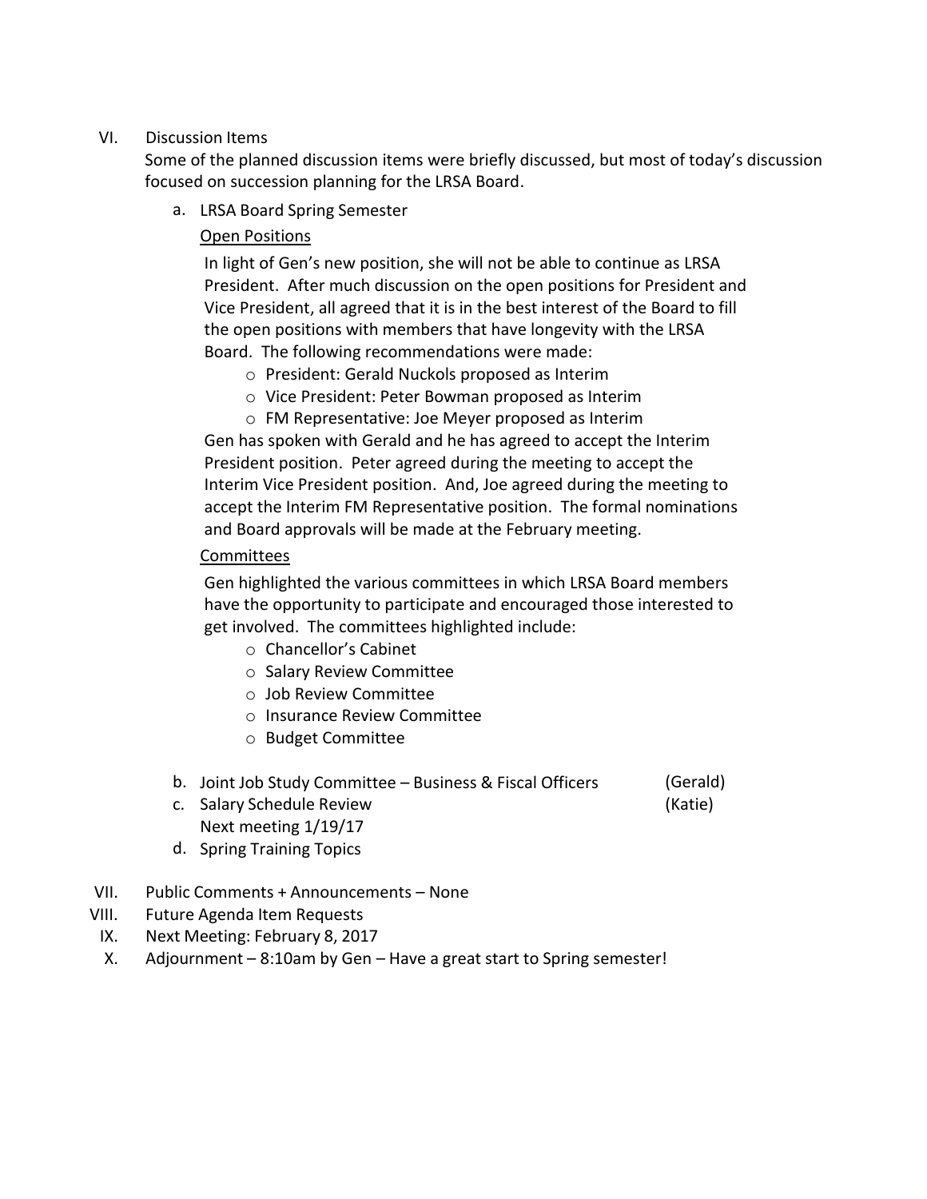VI. Discussion Items

Some of the planned discussion items were briefly discussed, but most of today's discussion focused on succession planning for the LRSA Board.

a. LRSA Board Spring Semester

Open Positions

In light of Gen's new position, she will not be able to continue as LRSA President. After much discussion on the open positions for President and Vice President, all agreed that it is in the best interest of the Board to fill the open positions with members that have longevity with the LRSA Board. The following recommendations were made:

- President: Gerald Nuckols proposed as Interim
- Vice President: Peter Bowman proposed as Interim
- FM Representative: Joe Meyer proposed as Interim

Gen has spoken with Gerald and he has agreed to accept the Interim President position. Peter agreed during the meeting to accept the Interim Vice President position. And, Joe agreed during the meeting to accept the Interim FM Representative position. The formal nominations and Board approvals will be made at the February meeting.

Committees

Gen highlighted the various committees in which LRSA Board members have the opportunity to participate and encouraged those interested to get involved. The committees highlighted include:

- Chancellor's Cabinet
- Salary Review Committee
- Job Review Committee
- Insurance Review Committee
- Budget Committee

b. Joint Job Study Committee – Business & Fiscal Officers (Gerald)

c. Salary Schedule Review (Katie)
Next meeting 1/19/17

d. Spring Training Topics

VII. Public Comments + Announcements – None

VIII. Future Agenda Item Requests

IX. Next Meeting: February 8, 2017

X. Adjournment – 8:10am by Gen – Have a great start to Spring semester!